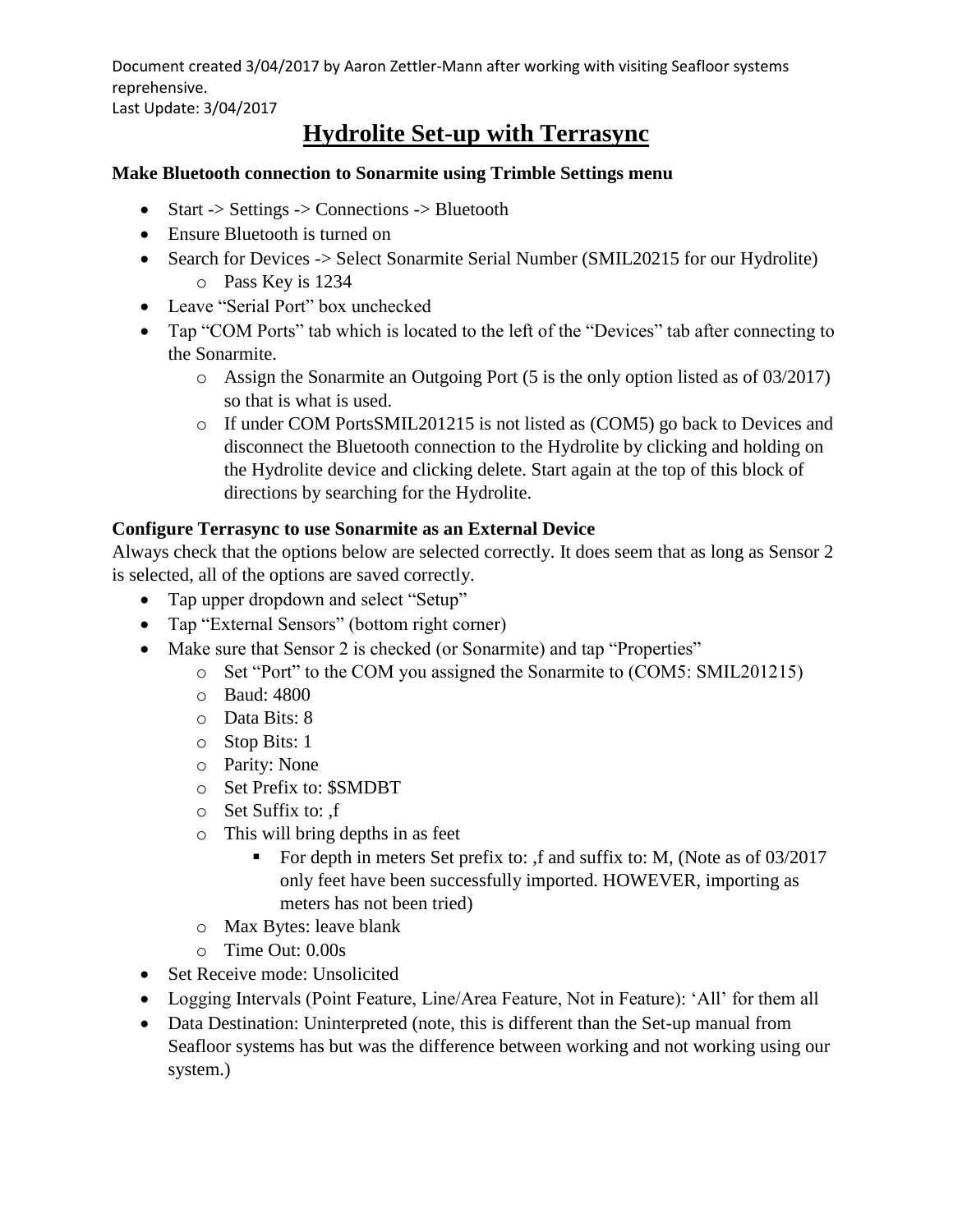Document created 3/04/2017 by Aaron Zettler-Mann after working with visiting Seafloor systems reprehensive.
Last Update: 3/04/2017

# Hydrolite Set-up with Terrasync

### Make Bluetooth connection to Sonarmite using Trimble Settings menu

- Start -> Settings -> Connections -> Bluetooth
- Ensure Bluetooth is turned on
- Search for Devices -> Select Sonarmite Serial Number (SMIL20215 for our Hydrolite)
    - Pass Key is 1234
- Leave "Serial Port" box unchecked
- Tap "COM Ports" tab which is located to the left of the "Devices" tab after connecting to the Sonarmite.
    - Assign the Sonarmite an Outgoing Port (5 is the only option listed as of 03/2017) so that is what is used.
    - If under COM PortsSMIL201215 is not listed as (COM5) go back to Devices and disconnect the Bluetooth connection to the Hydrolite by clicking and holding on the Hydrolite device and clicking delete. Start again at the top of this block of directions by searching for the Hydrolite.

### Configure Terrasync to use Sonarmite as an External Device

Always check that the options below are selected correctly. It does seem that as long as Sensor 2 is selected, all of the options are saved correctly.

- Tap upper dropdown and select "Setup"
- Tap "External Sensors" (bottom right corner)
- Make sure that Sensor 2 is checked (or Sonarmite) and tap "Properties"
    - Set "Port" to the COM you assigned the Sonarmite to (COM5: SMIL201215)
    - Baud: 4800
    - Data Bits: 8
    - Stop Bits: 1
    - Parity: None
    - Set Prefix to: $SMDBT
    - Set Suffix to: ,f
    - This will bring depths in as feet
        - For depth in meters Set prefix to: ,f and suffix to: M, (Note as of 03/2017 only feet have been successfully imported. HOWEVER, importing as meters has not been tried)
    - Max Bytes: leave blank
    - Time Out: 0.00s
- Set Receive mode: Unsolicited
- Logging Intervals (Point Feature, Line/Area Feature, Not in Feature): 'All' for them all
- Data Destination: Uninterpreted (note, this is different than the Set-up manual from Seafloor systems has but was the difference between working and not working using our system.)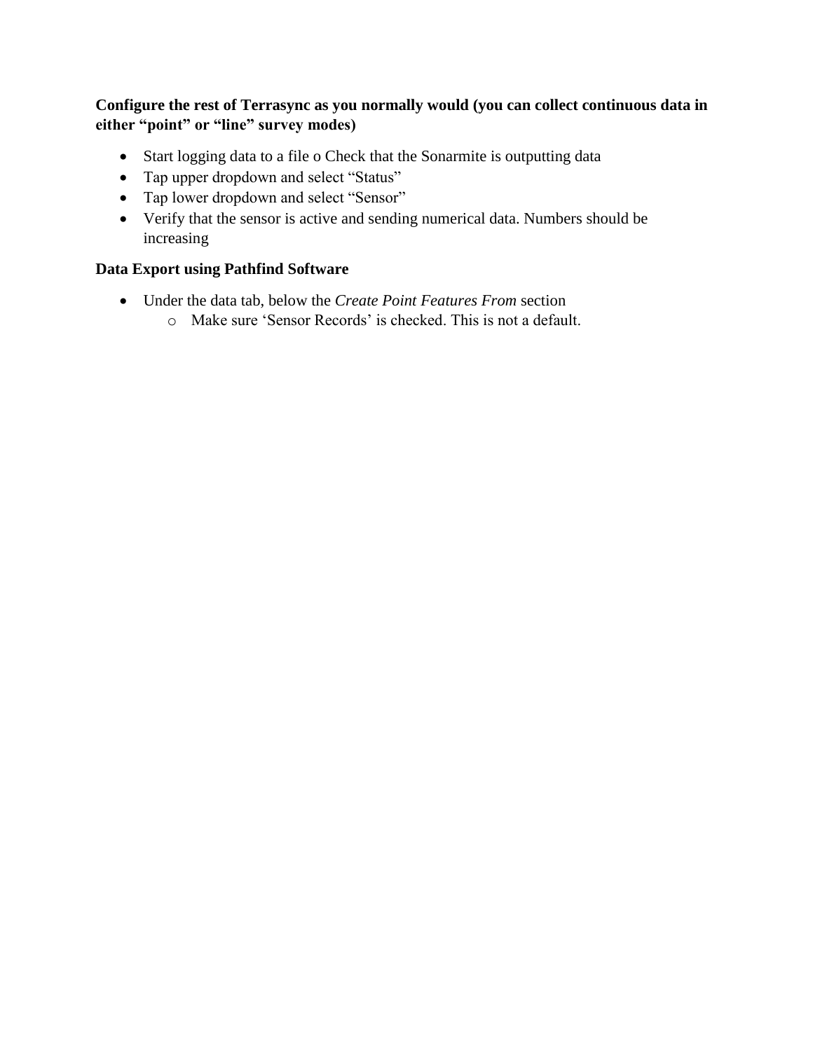**Configure the rest of Terrasync as you normally would (you can collect continuous data in either "point" or "line" survey modes)**

- Start logging data to a file o Check that the Sonarmite is outputting data
- Tap upper dropdown and select "Status"
- Tap lower dropdown and select "Sensor"
- Verify that the sensor is active and sending numerical data. Numbers should be increasing

**Data Export using Pathfind Software**

- Under the data tab, below the *Create Point Features From* section
  - Make sure 'Sensor Records' is checked. This is not a default.